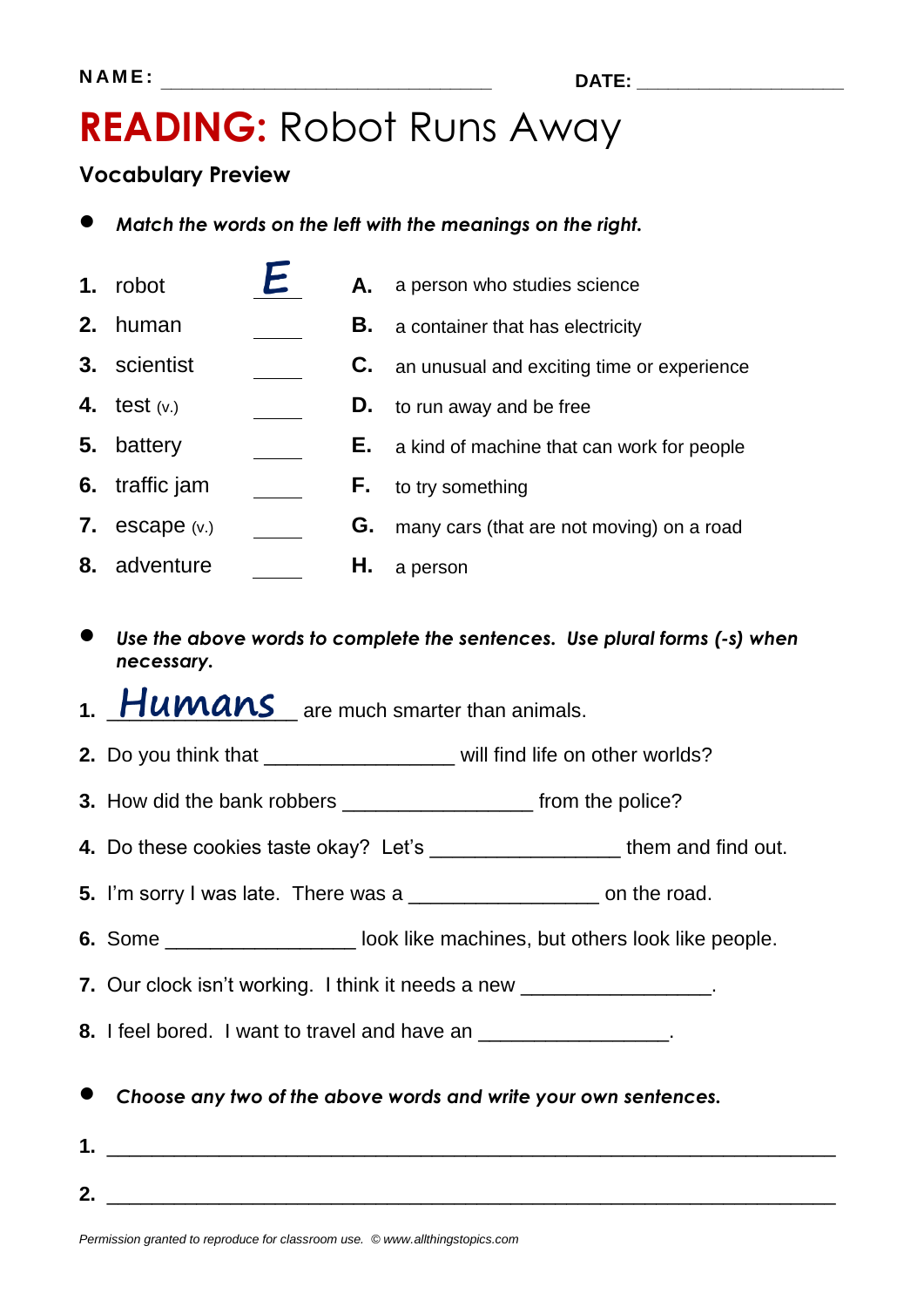NAME: ______________________________ DATE: ____________________

# READING: Robot Runs Away

## Vocabulary Preview

- *Match the words on the left with the meanings on the right.*

| | | | | |
|---|---|---|---|---|
| **1.** robot | E | | **A.** | a person who studies science |
| **2.** human | ____ | | **B.** | a container that has electricity |
| **3.** scientist | ____ | | **C.** | an unusual and exciting time or experience |
| **4.** test (v.) | ____ | | **D.** | to run away and be free |
| **5.** battery | ____ | | **E.** | a kind of machine that can work for people |
| **6.** traffic jam | ____ | | **F.** | to try something |
| **7.** escape (v.) | ____ | | **G.** | many cars (that are not moving) on a road |
| **8.** adventure | ____ | | **H.** | a person |

- *Use the above words to complete the sentences. Use plural forms (-s) when necessary.*

**1.** Humans are much smarter than animals.

**2.** Do you think that ________________ will find life on other worlds?

**3.** How did the bank robbers ________________ from the police?

**4.** Do these cookies taste okay? Let's ________________ them and find out.

**5.** I'm sorry I was late. There was a ________________ on the road.

**6.** Some ________________ look like machines, but others look like people.

**7.** Our clock isn't working. I think it needs a new ________________.

**8.** I feel bored. I want to travel and have an ________________.

- *Choose any two of the above words and write your own sentences.*

**1.** ______________________________________________________________

**2.** ______________________________________________________________

*Permission granted to reproduce for classroom use. © www.allthingstopics.com*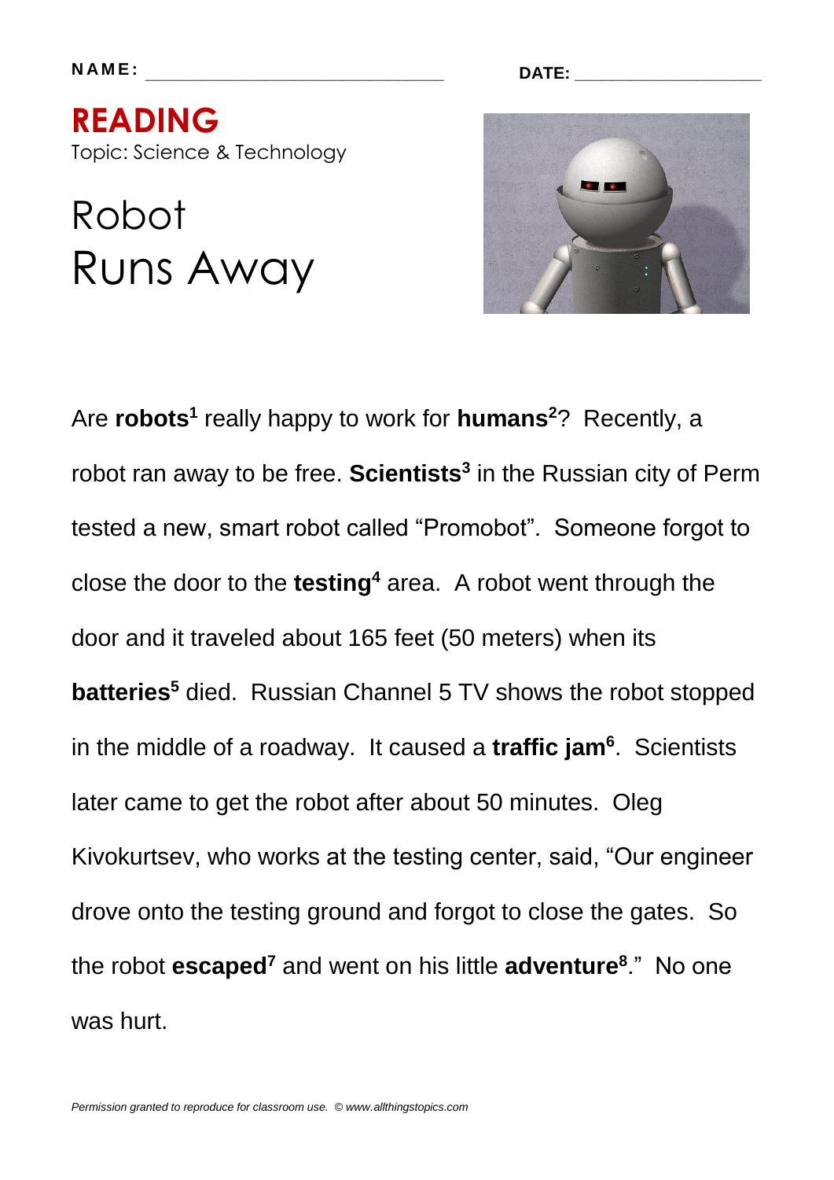**NAME:** ______________________________ **DATE:** ___________________

# READING

Topic: Science & Technology

## Robot Runs Away

Are **robots**[1] really happy to work for **humans**[2]? Recently, a robot ran away to be free. **Scientists**[3] in the Russian city of Perm tested a new, smart robot called "Promobot". Someone forgot to close the door to the **testing**[4] area. A robot went through the door and it traveled about 165 feet (50 meters) when its **batteries**[5] died. Russian Channel 5 TV shows the robot stopped in the middle of a roadway. It caused a **traffic jam**[6]. Scientists later came to get the robot after about 50 minutes. Oleg Kivokurtsev, who works at the testing center, said, "Our engineer drove onto the testing ground and forgot to close the gates. So the robot **escaped**[7] and went on his little **adventure**[8]." No one was hurt.

*Permission granted to reproduce for classroom use. © www.allthingstopics.com*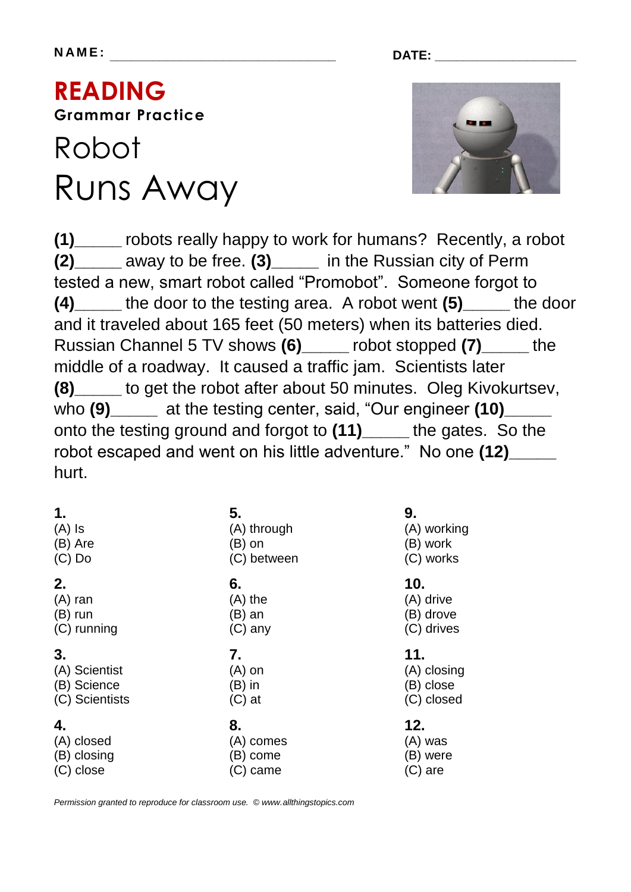NAME: ______________________________ DATE: ____________________

# READING

**Grammar Practice**

## Robot Runs Away

**(1)**_____ robots really happy to work for humans? Recently, a robot **(2)**_____ away to be free. **(3)**_____ in the Russian city of Perm tested a new, smart robot called "Promobot". Someone forgot to **(4)**_____ the door to the testing area. A robot went **(5)**_____ the door and it traveled about 165 feet (50 meters) when its batteries died. Russian Channel 5 TV shows **(6)**_____ robot stopped **(7)**_____ the middle of a roadway. It caused a traffic jam. Scientists later **(8)**_____ to get the robot after about 50 minutes. Oleg Kivokurtsev, who **(9)**_____ at the testing center, said, "Our engineer **(10)**_____ onto the testing ground and forgot to **(11)**_____ the gates. So the robot escaped and went on his little adventure." No one **(12)**_____ hurt.

**1.**
(A) Is
(B) Are
(C) Do

**2.**
(A) ran
(B) run
(C) running

**3.**
(A) Scientist
(B) Science
(C) Scientists

**4.**
(A) closed
(B) closing
(C) close

**5.**
(A) through
(B) on
(C) between

**6.**
(A) the
(B) an
(C) any

**7.**
(A) on
(B) in
(C) at

**8.**
(A) comes
(B) come
(C) came

**9.**
(A) working
(B) work
(C) works

**10.**
(A) drive
(B) drove
(C) drives

**11.**
(A) closing
(B) close
(C) closed

**12.**
(A) was
(B) were
(C) are

*Permission granted to reproduce for classroom use. © www.allthingstopics.com*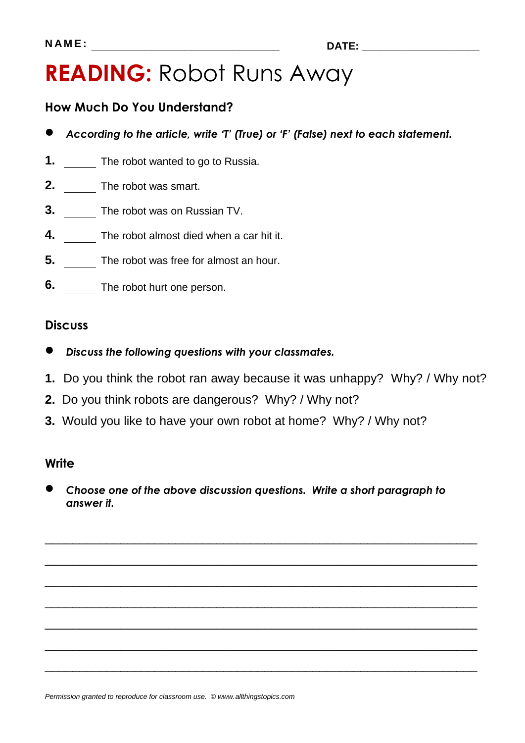NAME: ______________________________ DATE: ___________________

# READING: Robot Runs Away

## How Much Do You Understand?

- ***According to the article, write 'T' (True) or 'F' (False) next to each statement.***

1. _____ The robot wanted to go to Russia.
2. _____ The robot was smart.
3. _____ The robot was on Russian TV.
4. _____ The robot almost died when a car hit it.
5. _____ The robot was free for almost an hour.
6. _____ The robot hurt one person.

## Discuss

- ***Discuss the following questions with your classmates.***

1. Do you think the robot ran away because it was unhappy? Why? / Why not?
2. Do you think robots are dangerous? Why? / Why not?
3. Would you like to have your own robot at home? Why? / Why not?

## Write

- ***Choose one of the above discussion questions. Write a short paragraph to answer it.***

___________________________________________________________________

___________________________________________________________________

___________________________________________________________________

___________________________________________________________________

___________________________________________________________________

___________________________________________________________________

___________________________________________________________________

*Permission granted to reproduce for classroom use. © www.allthingstopics.com*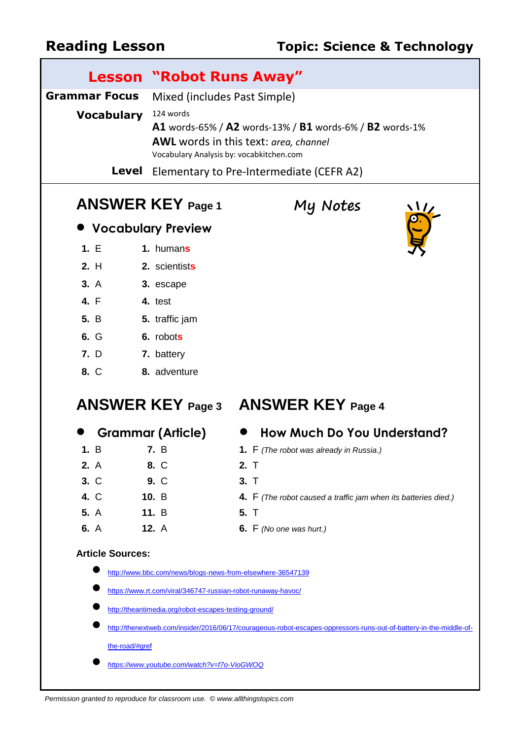**Reading Lesson** **Topic: Science & Technology**

# Lesson "Robot Runs Away"

**Grammar Focus** Mixed (includes Past Simple)

**Vocabulary** 124 words
**A1** words-65% / **A2** words-13% / **B1** words-6% / **B2** words-1%
**AWL** words in this text: *area, channel*
Vocabulary Analysis by: vocabkitchen.com

**Level** Elementary to Pre-Intermediate (CEFR A2)

## ANSWER KEY Page 1

My Notes

- **Vocabulary Preview**

| | |
|---|---|
| **1.** E | **1.** humans |
| **2.** H | **2.** scientists |
| **3.** A | **3.** escape |
| **4.** F | **4.** test |
| **5.** B | **5.** traffic jam |
| **6.** G | **6.** robots |
| **7.** D | **7.** battery |
| **8.** C | **8.** adventure |

## ANSWER KEY Page 3

- **Grammar (Article)**

| | |
|---|---|
| **1.** B | **7.** B |
| **2.** A | **8.** C |
| **3.** C | **9.** C |
| **4.** C | **10.** B |
| **5.** A | **11.** B |
| **6.** A | **12.** A |

## ANSWER KEY Page 4

- **How Much Do You Understand?**

1. F *(The robot was already in Russia.)*
2. T
3. T
4. F *(The robot caused a traffic jam when its batteries died.)*
5. T
6. F *(No one was hurt.)*

**Article Sources:**

- http://www.bbc.com/news/blogs-news-from-elsewhere-36547139
- https://www.rt.com/viral/346747-russian-robot-runaway-havoc/
- http://theantimedia.org/robot-escapes-testing-ground/
- http://thenextweb.com/insider/2016/06/17/courageous-robot-escapes-oppressors-runs-out-of-battery-in-the-middle-of-the-road/#gref
- *https://www.youtube.com/watch?v=f7o-VioGWOQ*

*Permission granted to reproduce for classroom use. © www.allthingstopics.com*